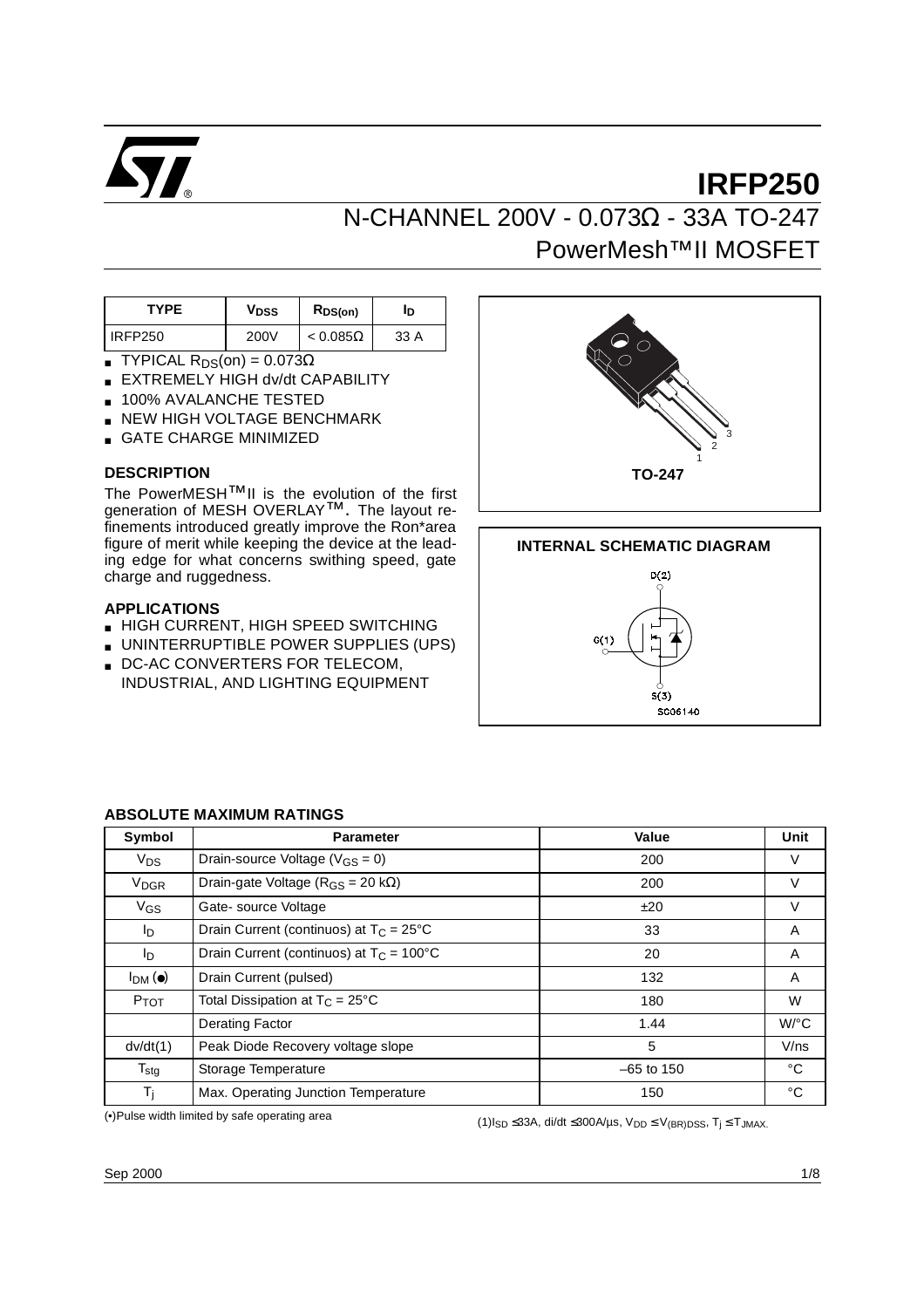# IRFP250

## N-CHANNEL 200V - 0.073Ω - 33A TO-247 PowerMesh™II MOSFET

| TYPE | $V_{DSS}$ | $R_{DS(on)}$ | $I_D$ |
|---|---|---|---|
| IRFP250 | 200V | < 0.085Ω | 33 A |

- TYPICAL $R_{DS}$(on) = 0.073Ω
- EXTREMELY HIGH dv/dt CAPABILITY
- 100% AVALANCHE TESTED
- NEW HIGH VOLTAGE BENCHMARK
- GATE CHARGE MINIMIZED

TO-247

### DESCRIPTION

The PowerMESH™II is the evolution of the first generation of MESH OVERLAY™. The layout refinements introduced greatly improve the Ron*area figure of merit while keeping the device at the leading edge for what concerns swithing speed, gate charge and ruggedness.

### APPLICATIONS

- HIGH CURRENT, HIGH SPEED SWITCHING
- UNINTERRUPTIBLE POWER SUPPLIES (UPS)
- DC-AC CONVERTERS FOR TELECOM, INDUSTRIAL, AND LIGHTING EQUIPMENT

### INTERNAL SCHEMATIC DIAGRAM

D(2)

G(1)

S(3)

SC06140

### ABSOLUTE MAXIMUM RATINGS

| Symbol | Parameter | Value | Unit |
|---|---|---|---|
| $V_{DS}$ | Drain-source Voltage ($V_{GS}$ = 0) | 200 | V |
| $V_{DGR}$ | Drain-gate Voltage ($R_{GS}$ = 20 kΩ) | 200 | V |
| $V_{GS}$ | Gate- source Voltage | ±20 | V |
| $I_D$ | Drain Current (continuos) at $T_C$ = 25°C | 33 | A |
| $I_D$ | Drain Current (continuos) at $T_C$ = 100°C | 20 | A |
| $I_{DM}$ (●) | Drain Current (pulsed) | 132 | A |
| $P_{TOT}$ | Total Dissipation at $T_C$ = 25°C | 180 | W |
| | Derating Factor | 1.44 | W/°C |
| dv/dt(1) | Peak Diode Recovery voltage slope | 5 | V/ns |
| $T_{stg}$ | Storage Temperature | –65 to 150 | °C |
| $T_j$ | Max. Operating Junction Temperature | 150 | °C |

(•)Pulse width limited by safe operating area

(1)$I_{SD}$ ≤33A, di/dt ≤300A/µs, $V_{DD}$ ≤ $V_{(BR)DSS}$, $T_j$ ≤ $T_{JMAX.}$

Sep 2000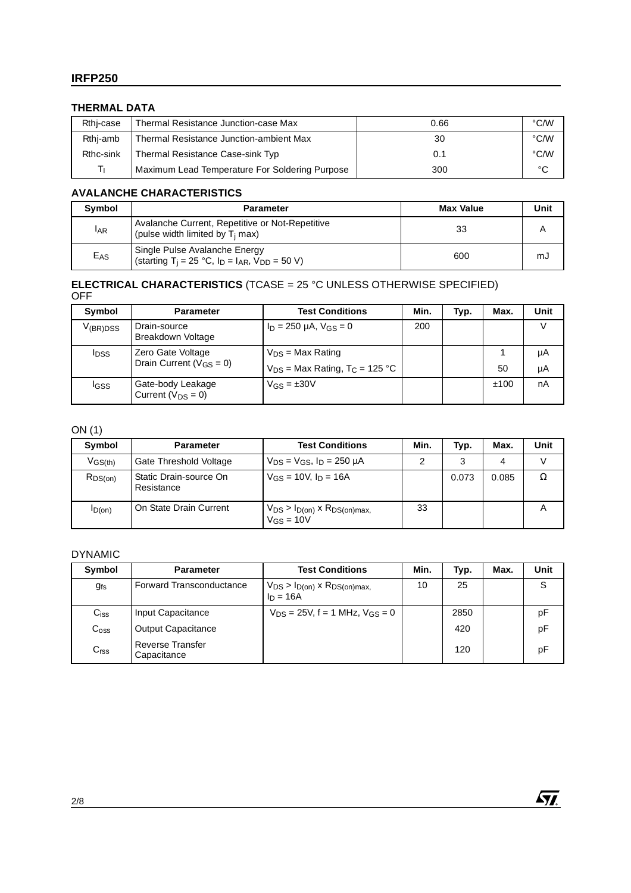### THERMAL DATA

| | | | |
|---|---|---|---|
| Rthj-case | Thermal Resistance Junction-case Max | 0.66 | °C/W |
| Rthj-amb | Thermal Resistance Junction-ambient Max | 30 | °C/W |
| Rthc-sink | Thermal Resistance Case-sink Typ | 0.1 | °C/W |
| $T_l$ | Maximum Lead Temperature For Soldering Purpose | 300 | °C |

### AVALANCHE CHARACTERISTICS

| Symbol | Parameter | Max Value | Unit |
|---|---|---|---|
| $I_{AR}$ | Avalanche Current, Repetitive or Not-Repetitive (pulse width limited by $T_j$ max) | 33 | A |
| $E_{AS}$ | Single Pulse Avalanche Energy (starting $T_j$ = 25 °C, $I_D$ = $I_{AR}$, $V_{DD}$ = 50 V) | 600 | mJ |

### ELECTRICAL CHARACTERISTICS (TCASE = 25 °C UNLESS OTHERWISE SPECIFIED)

OFF

| Symbol | Parameter | Test Conditions | Min. | Typ. | Max. | Unit |
|---|---|---|---|---|---|---|
| $V_{(BR)DSS}$ | Drain-source Breakdown Voltage | $I_D$ = 250 µA, $V_{GS}$ = 0 | 200 | | | V |
| $I_{DSS}$ | Zero Gate Voltage Drain Current ($V_{GS}$ = 0) | $V_{DS}$ = Max Rating | | | 1 | µA |
| | | $V_{DS}$ = Max Rating, $T_C$ = 125 °C | | | 50 | µA |
| $I_{GSS}$ | Gate-body Leakage Current ($V_{DS}$ = 0) | $V_{GS}$ = ±30V | | | ±100 | nA |

ON (1)

| Symbol | Parameter | Test Conditions | Min. | Typ. | Max. | Unit |
|---|---|---|---|---|---|---|
| $V_{GS(th)}$ | Gate Threshold Voltage | $V_{DS}$ = $V_{GS}$, $I_D$ = 250 µA | 2 | 3 | 4 | V |
| $R_{DS(on)}$ | Static Drain-source On Resistance | $V_{GS}$ = 10V, $I_D$ = 16A | | 0.073 | 0.085 | Ω |
| $I_{D(on)}$ | On State Drain Current | $V_{DS}$ > $I_{D(on)}$ x $R_{DS(on)max,}$ $V_{GS}$ = 10V | 33 | | | A |

DYNAMIC

| Symbol | Parameter | Test Conditions | Min. | Typ. | Max. | Unit |
|---|---|---|---|---|---|---|
| $g_{fs}$ | Forward Transconductance | $V_{DS}$ > $I_{D(on)}$ x $R_{DS(on)max,}$ $I_D$ = 16A | 10 | 25 | | S |
| $C_{iss}$ | Input Capacitance | $V_{DS}$ = 25V, f = 1 MHz, $V_{GS}$ = 0 | | 2850 | | pF |
| $C_{oss}$ | Output Capacitance | | | 420 | | pF |
| $C_{rss}$ | Reverse Transfer Capacitance | | | 120 | | pF |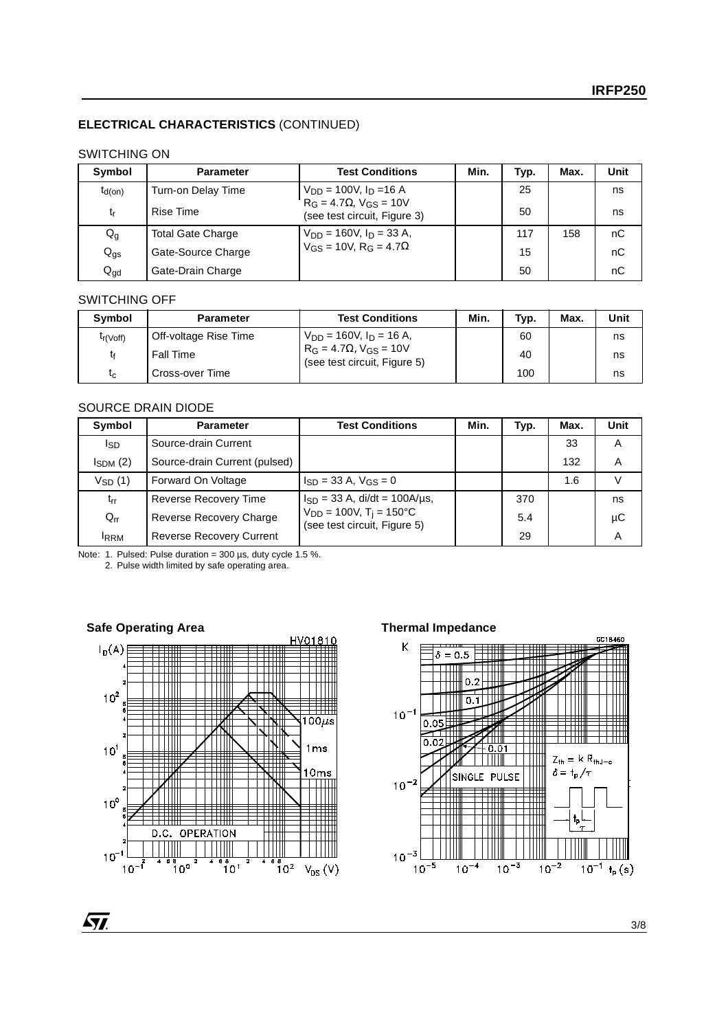## ELECTRICAL CHARACTERISTICS (CONTINUED)

### SWITCHING ON

| Symbol | Parameter | Test Conditions | Min. | Typ. | Max. | Unit |
|---|---|---|---|---|---|---|
| $t_{d(on)}$ | Turn-on Delay Time | $V_{DD}$ = 100V, $I_D$ =16 A | | 25 | | ns |
| $t_r$ | Rise Time | $R_G$ = 4.7Ω, $V_{GS}$ = 10V (see test circuit, Figure 3) | | 50 | | ns |
| $Q_g$ | Total Gate Charge | $V_{DD}$ = 160V, $I_D$ = 33 A, | | 117 | 158 | nC |
| $Q_{gs}$ | Gate-Source Charge | $V_{GS}$ = 10V, $R_G$ = 4.7Ω | | 15 | | nC |
| $Q_{gd}$ | Gate-Drain Charge | | | 50 | | nC |

### SWITCHING OFF

| Symbol | Parameter | Test Conditions | Min. | Typ. | Max. | Unit |
|---|---|---|---|---|---|---|
| $t_{r(Voff)}$ | Off-voltage Rise Time | $V_{DD}$ = 160V, $I_D$ = 16 A, | | 60 | | ns |
| $t_f$ | Fall Time | $R_G$ = 4.7Ω, $V_{GS}$ = 10V (see test circuit, Figure 5) | | 40 | | ns |
| $t_c$ | Cross-over Time | | | 100 | | ns |

### SOURCE DRAIN DIODE

| Symbol | Parameter | Test Conditions | Min. | Typ. | Max. | Unit |
|---|---|---|---|---|---|---|
| $I_{SD}$ | Source-drain Current | | | | 33 | A |
| $I_{SDM}$ (2) | Source-drain Current (pulsed) | | | | 132 | A |
| $V_{SD}$ (1) | Forward On Voltage | $I_{SD}$ = 33 A, $V_{GS}$ = 0 | | | 1.6 | V |
| $t_{rr}$ | Reverse Recovery Time | $I_{SD}$ = 33 A, di/dt = 100A/µs, | | 370 | | ns |
| $Q_{rr}$ | Reverse Recovery Charge | $V_{DD}$ = 100V, $T_j$ = 150°C (see test circuit, Figure 5) | | 5.4 | | µC |
| $I_{RRM}$ | Reverse Recovery Current | | | 29 | | A |

Note: 1. Pulsed: Pulse duration = 300 µs, duty cycle 1.5 %.
2. Pulse width limited by safe operating area.

**Safe Operating Area**

**Thermal Impedance**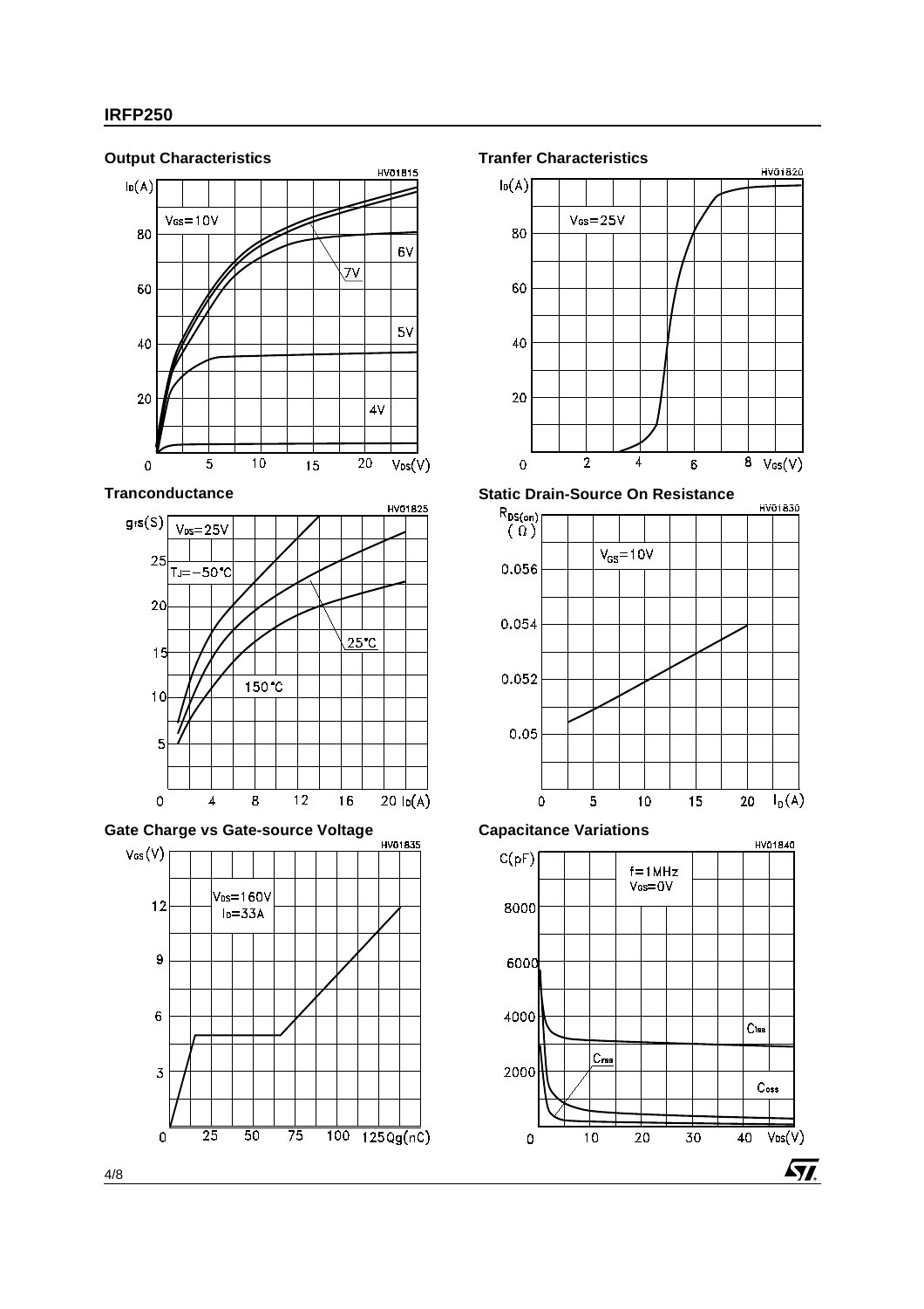## Output Characteristics

## Tranfer Characteristics

## Tranconductance

## Static Drain-Source On Resistance

## Gate Charge vs Gate-source Voltage

## Capacitance Variations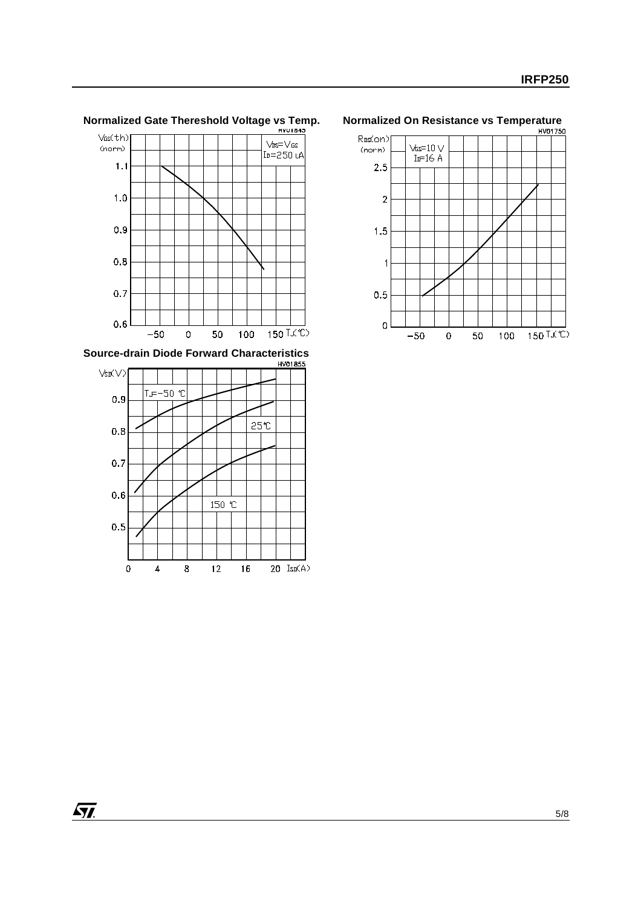**Normalized Gate Thereshold Voltage vs Temp.**

**Normalized On Resistance vs Temperature**

**Source-drain Diode Forward Characteristics**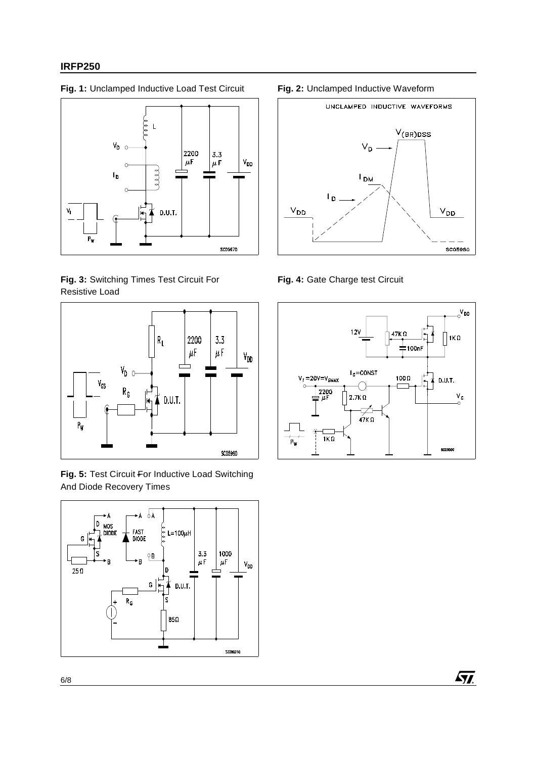**Fig. 1:** Unclamped Inductive Load Test Circuit

**Fig. 2:** Unclamped Inductive Waveform

**Fig. 3:** Switching Times Test Circuit For Resistive Load

**Fig. 4:** Gate Charge test Circuit

**Fig. 5:** Test Circuit For Inductive Load Switching And Diode Recovery Times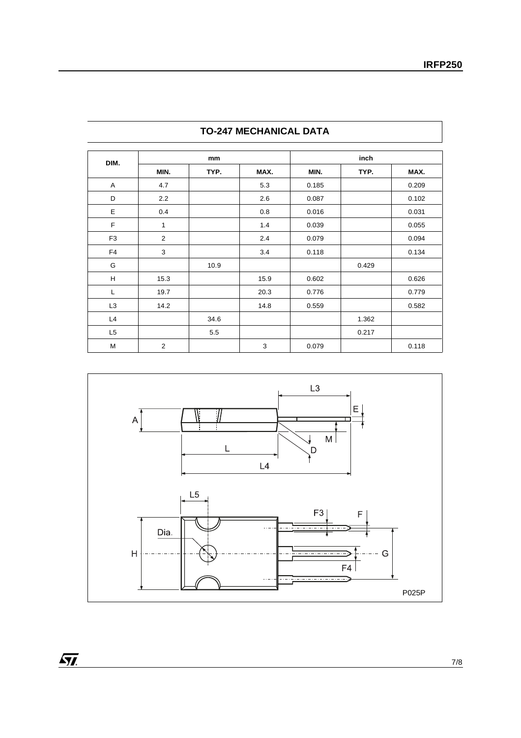## TO-247 MECHANICAL DATA

| DIM. | mm | | | inch | | |
|---|---|---|---|---|---|---|
| | MIN. | TYP. | MAX. | MIN. | TYP. | MAX. |
| A | 4.7 | | 5.3 | 0.185 | | 0.209 |
| D | 2.2 | | 2.6 | 0.087 | | 0.102 |
| E | 0.4 | | 0.8 | 0.016 | | 0.031 |
| F | 1 | | 1.4 | 0.039 | | 0.055 |
| F3 | 2 | | 2.4 | 0.079 | | 0.094 |
| F4 | 3 | | 3.4 | 0.118 | | 0.134 |
| G | | 10.9 | | | 0.429 | |
| H | 15.3 | | 15.9 | 0.602 | | 0.626 |
| L | 19.7 | | 20.3 | 0.776 | | 0.779 |
| L3 | 14.2 | | 14.8 | 0.559 | | 0.582 |
| L4 | | 34.6 | | | 1.362 | |
| L5 | | 5.5 | | | 0.217 | |
| M | 2 | | 3 | 0.079 | | 0.118 |

P025P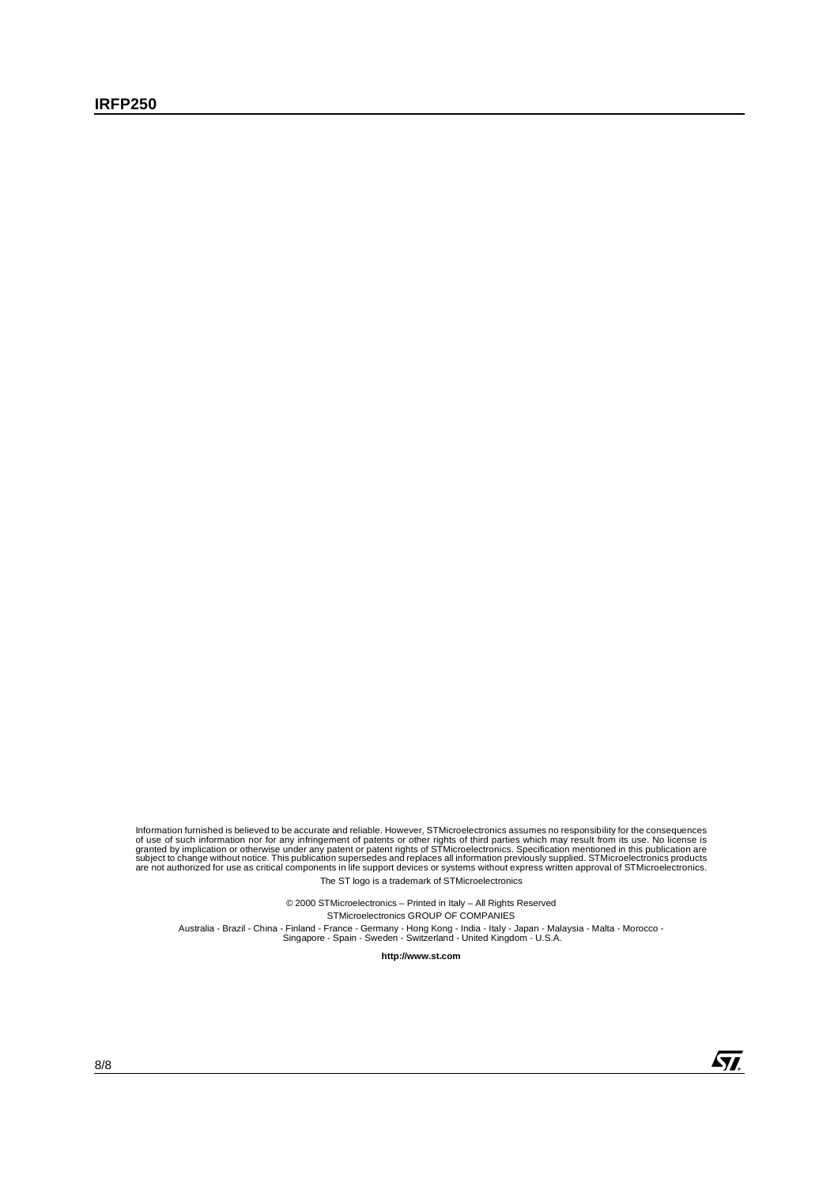Information furnished is believed to be accurate and reliable. However, STMicroelectronics assumes no responsibility for the consequences of use of such information nor for any infringement of patents or other rights of third parties which may result from its use. No license is granted by implication or otherwise under any patent or patent rights of STMicroelectronics. Specification mentioned in this publication are subject to change without notice. This publication supersedes and replaces all information previously supplied. STMicroelectronics products are not authorized for use as critical components in life support devices or systems without express written approval of STMicroelectronics.

The ST logo is a trademark of STMicroelectronics

© 2000 STMicroelectronics – Printed in Italy – All Rights Reserved

STMicroelectronics GROUP OF COMPANIES

Australia - Brazil - China - Finland - France - Germany - Hong Kong - India - Italy - Japan - Malaysia - Malta - Morocco - Singapore - Spain - Sweden - Switzerland - United Kingdom - U.S.A.

**http://www.st.com**